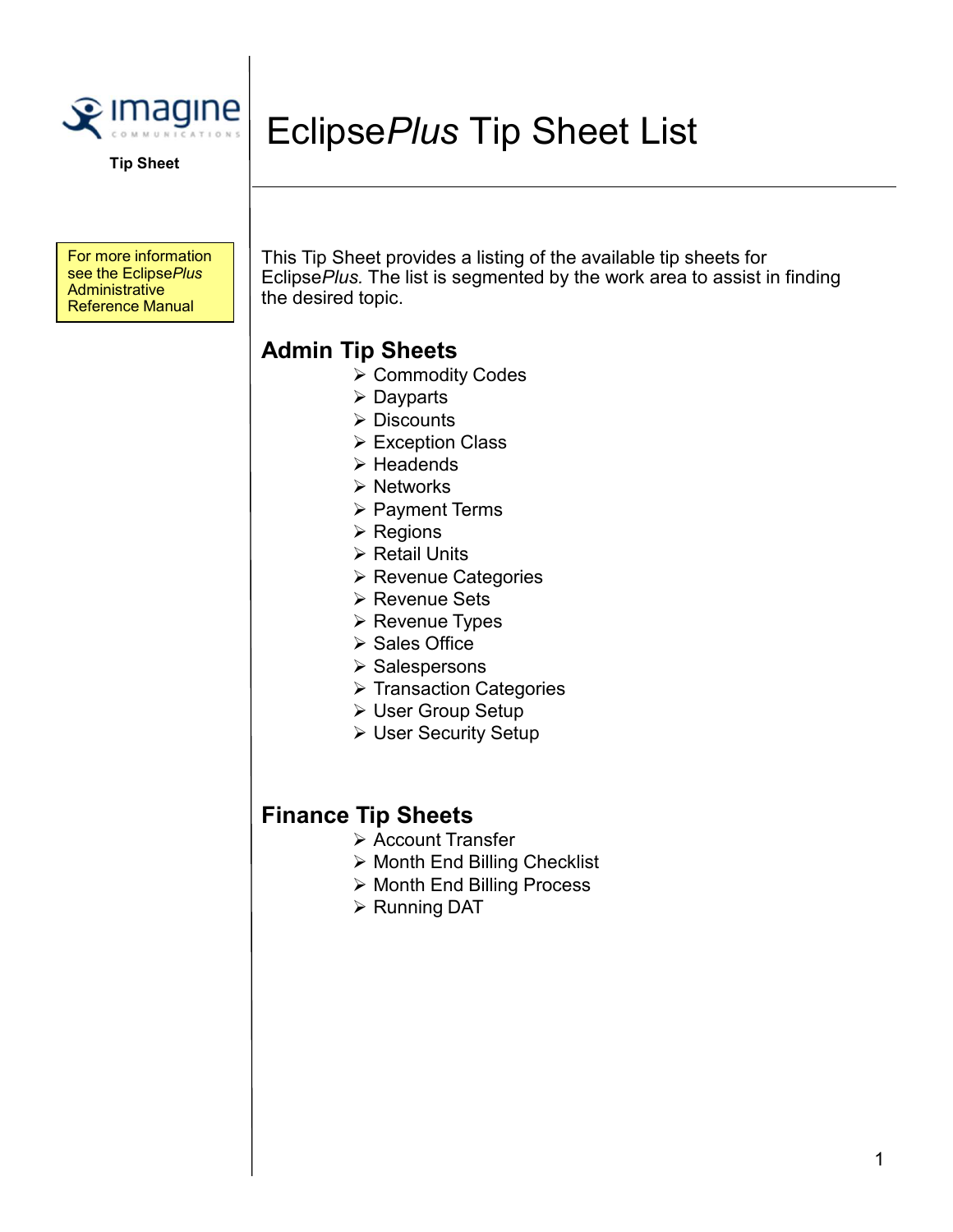Tip Sheet

# Eclipse*Plus* Tip Sheet List

For more information see the Eclipse*Plus* Administrative Reference Manual

This Tip Sheet provides a listing of the available tip sheets for Eclipse*Plus.* The list is segmented by the work area to assist in finding the desired topic.

## Admin Tip Sheets

- Commodity Codes
- Dayparts
- Discounts
- Exception Class
- Headends
- Networks
- Payment Terms
- Regions
- Retail Units
- Revenue Categories
- Revenue Sets
- Revenue Types
- Sales Office
- Salespersons
- Transaction Categories
- User Group Setup
- User Security Setup

## Finance Tip Sheets

- Account Transfer
- Month End Billing Checklist
- Month End Billing Process
- Running DAT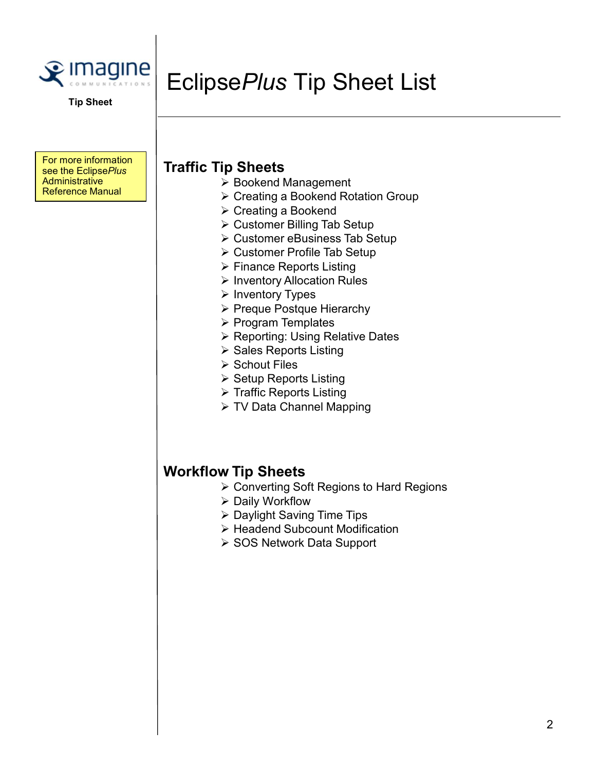Tip Sheet

For more information see the Eclipse*Plus* Administrative Reference Manual

# Eclipse*Plus* Tip Sheet List

## Traffic Tip Sheets

- Bookend Management
- Creating a Bookend Rotation Group
- Creating a Bookend
- Customer Billing Tab Setup
- Customer eBusiness Tab Setup
- Customer Profile Tab Setup
- Finance Reports Listing
- Inventory Allocation Rules
- Inventory Types
- Preque Postque Hierarchy
- Program Templates
- Reporting: Using Relative Dates
- Sales Reports Listing
- Schout Files
- Setup Reports Listing
- Traffic Reports Listing
- TV Data Channel Mapping

## Workflow Tip Sheets

- Converting Soft Regions to Hard Regions
- Daily Workflow
- Daylight Saving Time Tips
- Headend Subcount Modification
- SOS Network Data Support